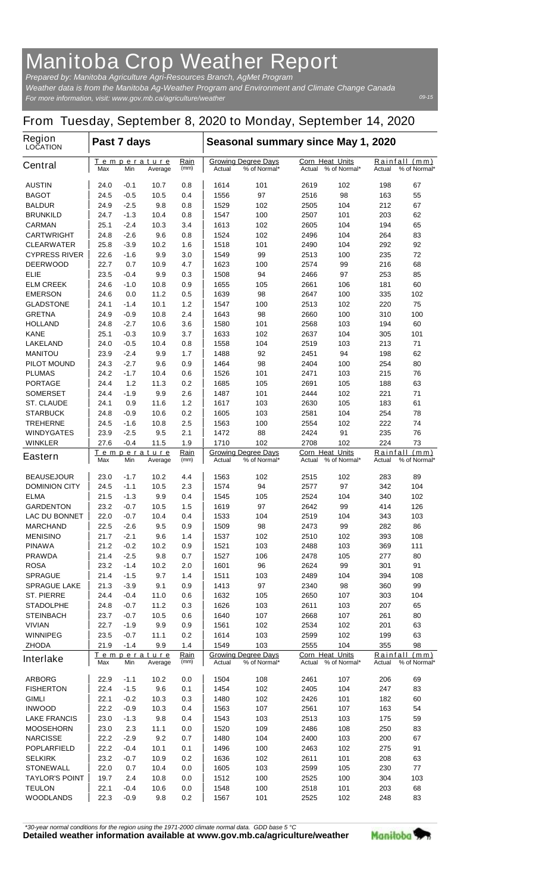# Manitoba Crop Weather Report

*Prepared by: Manitoba Agriculture Agri-Resources Branch, AgMet Program*
*Weather data is from the Manitoba Ag-Weather Program and Environment and Climate Change Canada*
*For more information, visit: www.gov.mb.ca/agriculture/weather*

09-15

## From Tuesday, September 8, 2020 to Monday, September 14, 2020

| Region LOCATION | Past 7 days | | | | Seasonal summary since May 1, 2020 | | | | | |
|---|---|---|---|---|---|---|---|---|---|---|
| **Central** | Temperature | | | Rain | Growing Degree Days | | Corn Heat Units | | Rainfall (mm) | |
| | Max | Min | Average | (mm) | Actual | % of Normal* | Actual | % of Normal* | Actual | % of Normal* |
| AUSTIN | 24.0 | -0.1 | 10.7 | 0.8 | 1614 | 101 | 2619 | 102 | 198 | 67 |
| BAGOT | 24.5 | -0.5 | 10.5 | 0.4 | 1556 | 97 | 2516 | 98 | 163 | 55 |
| BALDUR | 24.9 | -2.5 | 9.8 | 0.8 | 1529 | 102 | 2505 | 104 | 212 | 67 |
| BRUNKILD | 24.7 | -1.3 | 10.4 | 0.8 | 1547 | 100 | 2507 | 101 | 203 | 62 |
| CARMAN | 25.1 | -2.4 | 10.3 | 3.4 | 1613 | 102 | 2605 | 104 | 194 | 65 |
| CARTWRIGHT | 24.8 | -2.6 | 9.6 | 0.8 | 1524 | 102 | 2496 | 104 | 264 | 83 |
| CLEARWATER | 25.8 | -3.9 | 10.2 | 1.6 | 1518 | 101 | 2490 | 104 | 292 | 92 |
| CYPRESS RIVER | 22.6 | -1.6 | 9.9 | 3.0 | 1549 | 99 | 2513 | 100 | 235 | 72 |
| DEERWOOD | 22.7 | 0.7 | 10.9 | 4.7 | 1623 | 100 | 2574 | 99 | 216 | 68 |
| ELIE | 23.5 | -0.4 | 9.9 | 0.3 | 1508 | 94 | 2466 | 97 | 253 | 85 |
| ELM CREEK | 24.6 | -1.0 | 10.8 | 0.9 | 1655 | 105 | 2661 | 106 | 181 | 60 |
| EMERSON | 24.6 | 0.0 | 11.2 | 0.5 | 1639 | 98 | 2647 | 100 | 335 | 102 |
| GLADSTONE | 24.1 | -1.4 | 10.1 | 1.2 | 1547 | 100 | 2513 | 102 | 220 | 75 |
| GRETNA | 24.9 | -0.9 | 10.8 | 2.4 | 1643 | 98 | 2660 | 100 | 310 | 100 |
| HOLLAND | 24.8 | -2.7 | 10.6 | 3.6 | 1580 | 101 | 2568 | 103 | 194 | 60 |
| KANE | 25.1 | -0.3 | 10.9 | 3.7 | 1633 | 102 | 2637 | 104 | 305 | 101 |
| LAKELAND | 24.0 | -0.5 | 10.4 | 0.8 | 1558 | 104 | 2519 | 103 | 213 | 71 |
| MANITOU | 23.9 | -2.4 | 9.9 | 1.7 | 1488 | 92 | 2451 | 94 | 198 | 62 |
| PILOT MOUND | 24.3 | -2.7 | 9.6 | 0.9 | 1464 | 98 | 2404 | 100 | 254 | 80 |
| PLUMAS | 24.2 | -1.7 | 10.4 | 0.6 | 1526 | 101 | 2471 | 103 | 215 | 76 |
| PORTAGE | 24.4 | 1.2 | 11.3 | 0.2 | 1685 | 105 | 2691 | 105 | 188 | 63 |
| SOMERSET | 24.4 | -1.9 | 9.9 | 2.6 | 1487 | 101 | 2444 | 102 | 221 | 71 |
| ST. CLAUDE | 24.1 | 0.9 | 11.6 | 1.2 | 1617 | 103 | 2630 | 105 | 183 | 61 |
| STARBUCK | 24.8 | -0.9 | 10.6 | 0.2 | 1605 | 103 | 2581 | 104 | 254 | 78 |
| TREHERNE | 24.5 | -1.6 | 10.8 | 2.5 | 1563 | 100 | 2554 | 102 | 222 | 74 |
| WINDYGATES | 23.9 | -2.5 | 9.5 | 2.1 | 1472 | 88 | 2424 | 91 | 235 | 76 |
| WINKLER | 27.6 | -0.4 | 11.5 | 1.9 | 1710 | 102 | 2708 | 102 | 224 | 73 |
| **Eastern** | Temperature | | | Rain | Growing Degree Days | | Corn Heat Units | | Rainfall (mm) | |
| | Max | Min | Average | (mm) | Actual | % of Normal* | Actual | % of Normal* | Actual | % of Normal* |
| BEAUSEJOUR | 23.0 | -1.7 | 10.2 | 4.4 | 1563 | 102 | 2515 | 102 | 283 | 89 |
| DOMINION CITY | 24.5 | -1.1 | 10.5 | 2.3 | 1574 | 94 | 2577 | 97 | 342 | 104 |
| ELMA | 21.5 | -1.3 | 9.9 | 0.4 | 1545 | 105 | 2524 | 104 | 340 | 102 |
| GARDENTON | 23.2 | -0.7 | 10.5 | 1.5 | 1619 | 97 | 2642 | 99 | 414 | 126 |
| LAC DU BONNET | 22.0 | -0.7 | 10.4 | 0.4 | 1533 | 104 | 2519 | 104 | 343 | 103 |
| MARCHAND | 22.5 | -2.6 | 9.5 | 0.9 | 1509 | 98 | 2473 | 99 | 282 | 86 |
| MENISINO | 21.7 | -2.1 | 9.6 | 1.4 | 1537 | 102 | 2510 | 102 | 393 | 108 |
| PINAWA | 21.2 | -0.2 | 10.2 | 0.9 | 1521 | 103 | 2488 | 103 | 369 | 111 |
| PRAWDA | 21.4 | -2.5 | 9.8 | 0.7 | 1527 | 106 | 2478 | 105 | 277 | 80 |
| ROSA | 23.2 | -1.4 | 10.2 | 2.0 | 1601 | 96 | 2624 | 99 | 301 | 91 |
| SPRAGUE | 21.4 | -1.5 | 9.7 | 1.4 | 1511 | 103 | 2489 | 104 | 394 | 108 |
| SPRAGUE LAKE | 21.3 | -3.9 | 9.1 | 0.9 | 1413 | 97 | 2340 | 98 | 360 | 99 |
| ST. PIERRE | 24.4 | -0.4 | 11.0 | 0.6 | 1632 | 105 | 2650 | 107 | 303 | 104 |
| STADOLPHE | 24.8 | -0.7 | 11.2 | 0.3 | 1626 | 103 | 2611 | 103 | 207 | 65 |
| STEINBACH | 23.7 | -0.7 | 10.5 | 0.6 | 1640 | 107 | 2668 | 107 | 261 | 80 |
| VIVIAN | 22.7 | -1.9 | 9.9 | 0.9 | 1561 | 102 | 2534 | 102 | 201 | 63 |
| WINNIPEG | 23.5 | -0.7 | 11.1 | 0.2 | 1614 | 103 | 2599 | 102 | 199 | 63 |
| ZHODA | 21.9 | -1.4 | 9.9 | 1.4 | 1549 | 103 | 2555 | 104 | 355 | 98 |
| **Interlake** | Temperature | | | Rain | Growing Degree Days | | Corn Heat Units | | Rainfall (mm) | |
| | Max | Min | Average | (mm) | Actual | % of Normal* | Actual | % of Normal* | Actual | % of Normal* |
| ARBORG | 22.9 | -1.1 | 10.2 | 0.0 | 1504 | 108 | 2461 | 107 | 206 | 69 |
| FISHERTON | 22.4 | -1.5 | 9.6 | 0.1 | 1454 | 102 | 2405 | 104 | 247 | 83 |
| GIMLI | 22.1 | -0.2 | 10.3 | 0.3 | 1480 | 102 | 2426 | 101 | 182 | 60 |
| INWOOD | 22.2 | -0.9 | 10.3 | 0.4 | 1563 | 107 | 2561 | 107 | 163 | 54 |
| LAKE FRANCIS | 23.0 | -1.3 | 9.8 | 0.4 | 1543 | 103 | 2513 | 103 | 175 | 59 |
| MOOSEHORN | 23.0 | 2.3 | 11.1 | 0.0 | 1520 | 109 | 2486 | 108 | 250 | 83 |
| NARCISSE | 22.2 | -2.9 | 9.2 | 0.7 | 1480 | 104 | 2400 | 103 | 200 | 67 |
| POPLARFIELD | 22.2 | -0.4 | 10.1 | 0.1 | 1496 | 100 | 2463 | 102 | 275 | 91 |
| SELKIRK | 23.2 | -0.7 | 10.9 | 0.2 | 1636 | 102 | 2611 | 101 | 208 | 63 |
| STONEWALL | 22.0 | 0.7 | 10.4 | 0.0 | 1605 | 103 | 2599 | 105 | 230 | 77 |
| TAYLOR'S POINT | 19.7 | 2.4 | 10.8 | 0.0 | 1512 | 100 | 2525 | 100 | 304 | 103 |
| TEULON | 22.1 | -0.4 | 10.6 | 0.0 | 1548 | 100 | 2518 | 101 | 203 | 68 |
| WOODLANDS | 22.3 | -0.9 | 9.8 | 0.2 | 1567 | 101 | 2525 | 102 | 248 | 83 |

*\*30-year normal conditions for the region using the 1971-2000 climate normal data. GDD base 5 °C*

**Detailed weather information available at www.gov.mb.ca/agriculture/weather**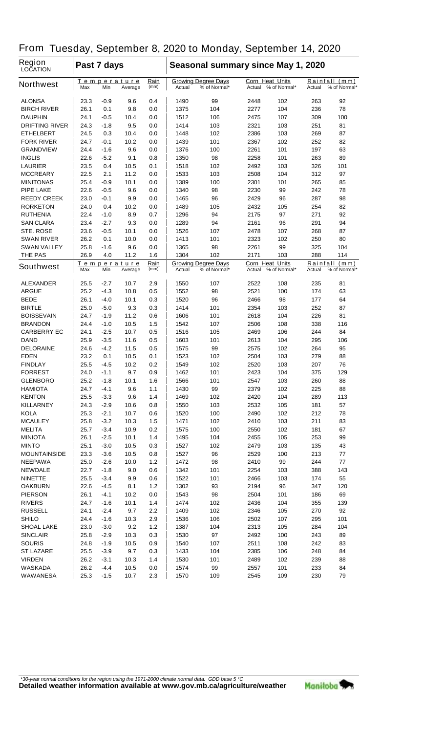# From Tuesday, September 8, 2020 to Monday, September 14, 2020

| Region LOCATION | Past 7 days | | | | Seasonal summary since May 1, 2020 | | | | | |
|---|---|---|---|---|---|---|---|---|---|---|
| **Northwest** | Temperature Max | Min | Average | Rain (mm) | Growing Degree Days Actual | % of Normal* | Corn Heat Units Actual | % of Normal* | Rainfall (mm) Actual | % of Normal* |
| ALONSA | 23.3 | -0.9 | 9.6 | 0.4 | 1490 | 99 | 2448 | 102 | 263 | 92 |
| BIRCH RIVER | 26.1 | 0.1 | 9.8 | 0.0 | 1375 | 104 | 2277 | 104 | 236 | 78 |
| DAUPHIN | 24.1 | -0.5 | 10.4 | 0.0 | 1512 | 106 | 2475 | 107 | 309 | 100 |
| DRIFTING RIVER | 24.3 | -1.8 | 9.5 | 0.0 | 1414 | 103 | 2321 | 103 | 251 | 81 |
| ETHELBERT | 24.5 | 0.3 | 10.4 | 0.0 | 1448 | 102 | 2386 | 103 | 269 | 87 |
| FORK RIVER | 24.7 | -0.1 | 10.2 | 0.0 | 1439 | 101 | 2367 | 102 | 252 | 82 |
| GRANDVIEW | 24.4 | -1.6 | 9.6 | 0.0 | 1376 | 100 | 2261 | 101 | 197 | 63 |
| INGLIS | 22.6 | -5.2 | 9.1 | 0.8 | 1350 | 98 | 2258 | 101 | 263 | 89 |
| LAURIER | 23.5 | 0.4 | 10.5 | 0.1 | 1518 | 102 | 2492 | 103 | 326 | 101 |
| MCCREARY | 22.5 | 2.1 | 11.2 | 0.0 | 1533 | 103 | 2508 | 104 | 312 | 97 |
| MINITONAS | 25.4 | -0.9 | 10.1 | 0.0 | 1389 | 100 | 2301 | 101 | 265 | 85 |
| PIPE LAKE | 22.6 | -0.5 | 9.6 | 0.0 | 1340 | 98 | 2230 | 99 | 242 | 78 |
| REEDY CREEK | 23.0 | -0.1 | 9.9 | 0.0 | 1465 | 96 | 2429 | 96 | 287 | 98 |
| RORKETON | 24.0 | 0.4 | 10.2 | 0.0 | 1489 | 105 | 2432 | 105 | 254 | 82 |
| RUTHENIA | 22.4 | -1.0 | 8.9 | 0.7 | 1296 | 94 | 2175 | 97 | 271 | 92 |
| SAN CLARA | 23.4 | -2.7 | 9.3 | 0.0 | 1289 | 94 | 2161 | 96 | 291 | 94 |
| STE. ROSE | 23.6 | -0.5 | 10.1 | 0.0 | 1526 | 107 | 2478 | 107 | 268 | 87 |
| SWAN RIVER | 26.2 | 0.1 | 10.0 | 0.0 | 1413 | 101 | 2323 | 102 | 250 | 80 |
| SWAN VALLEY | 25.8 | -1.6 | 9.6 | 0.0 | 1365 | 98 | 2261 | 99 | 325 | 104 |
| THE PAS | 26.9 | 4.0 | 11.2 | 1.6 | 1304 | 102 | 2171 | 103 | 288 | 114 |
| **Southwest** | Temperature Max | Min | Average | Rain (mm) | Growing Degree Days Actual | % of Normal* | Corn Heat Units Actual | % of Normal* | Rainfall (mm) Actual | % of Normal* |
| ALEXANDER | 25.5 | -2.7 | 10.7 | 2.9 | 1550 | 107 | 2522 | 108 | 235 | 81 |
| ARGUE | 25.2 | -4.3 | 10.8 | 0.5 | 1552 | 98 | 2521 | 100 | 174 | 63 |
| BEDE | 26.1 | -4.0 | 10.1 | 0.3 | 1520 | 96 | 2466 | 98 | 177 | 64 |
| BIRTLE | 25.0 | -5.0 | 9.3 | 0.3 | 1414 | 101 | 2354 | 103 | 252 | 87 |
| BOISSEVAIN | 24.7 | -1.9 | 11.2 | 0.6 | 1606 | 101 | 2618 | 104 | 226 | 81 |
| BRANDON | 24.4 | -1.0 | 10.5 | 1.5 | 1542 | 107 | 2506 | 108 | 338 | 116 |
| CARBERRY EC | 24.1 | -2.5 | 10.7 | 0.5 | 1516 | 105 | 2469 | 106 | 244 | 84 |
| DAND | 25.9 | -3.5 | 11.6 | 0.5 | 1603 | 101 | 2613 | 104 | 295 | 106 |
| DELORAINE | 24.6 | -4.2 | 11.5 | 0.5 | 1575 | 99 | 2575 | 102 | 264 | 95 |
| EDEN | 23.2 | 0.1 | 10.5 | 0.1 | 1523 | 102 | 2504 | 103 | 279 | 88 |
| FINDLAY | 25.5 | -4.5 | 10.2 | 0.2 | 1549 | 102 | 2520 | 103 | 207 | 76 |
| FORREST | 24.0 | -1.1 | 9.7 | 0.9 | 1462 | 101 | 2423 | 104 | 375 | 129 |
| GLENBORO | 25.2 | -1.8 | 10.1 | 1.6 | 1566 | 101 | 2547 | 103 | 260 | 88 |
| HAMIOTA | 24.7 | -4.1 | 9.6 | 1.1 | 1430 | 99 | 2379 | 102 | 225 | 88 |
| KENTON | 25.5 | -3.3 | 9.6 | 1.4 | 1469 | 102 | 2420 | 104 | 289 | 113 |
| KILLARNEY | 24.3 | -2.9 | 10.6 | 0.8 | 1550 | 103 | 2532 | 105 | 181 | 57 |
| KOLA | 25.3 | -2.1 | 10.7 | 0.6 | 1520 | 100 | 2490 | 102 | 212 | 78 |
| MCAULEY | 25.8 | -3.2 | 10.3 | 1.5 | 1471 | 102 | 2410 | 103 | 211 | 83 |
| MELITA | 25.7 | -3.4 | 10.9 | 0.2 | 1575 | 100 | 2550 | 102 | 181 | 67 |
| MINIOTA | 26.1 | -2.5 | 10.1 | 1.4 | 1495 | 104 | 2455 | 105 | 253 | 99 |
| MINTO | 25.1 | -3.0 | 10.5 | 0.3 | 1527 | 102 | 2479 | 103 | 135 | 43 |
| MOUNTAINSIDE | 23.3 | -3.6 | 10.5 | 0.8 | 1527 | 96 | 2529 | 100 | 213 | 77 |
| NEEPAWA | 25.0 | -2.6 | 10.0 | 1.2 | 1472 | 98 | 2410 | 99 | 244 | 77 |
| NEWDALE | 22.7 | -1.8 | 9.0 | 0.6 | 1342 | 101 | 2254 | 103 | 388 | 143 |
| NINETTE | 25.5 | -3.4 | 9.9 | 0.6 | 1522 | 101 | 2466 | 103 | 174 | 55 |
| OAKBURN | 22.6 | -4.5 | 8.1 | 1.2 | 1302 | 93 | 2194 | 96 | 347 | 120 |
| PIERSON | 26.1 | -4.1 | 10.2 | 0.0 | 1543 | 98 | 2504 | 101 | 186 | 69 |
| RIVERS | 24.7 | -1.6 | 10.1 | 1.4 | 1474 | 102 | 2436 | 104 | 355 | 139 |
| RUSSELL | 24.1 | -2.4 | 9.7 | 2.2 | 1409 | 102 | 2346 | 105 | 270 | 92 |
| SHILO | 24.4 | -1.6 | 10.3 | 2.9 | 1536 | 106 | 2502 | 107 | 295 | 101 |
| SHOAL LAKE | 23.0 | -3.0 | 9.2 | 1.2 | 1387 | 104 | 2313 | 105 | 284 | 104 |
| SINCLAIR | 25.8 | -2.9 | 10.3 | 0.3 | 1530 | 97 | 2492 | 100 | 243 | 89 |
| SOURIS | 24.8 | -1.9 | 10.5 | 0.9 | 1540 | 107 | 2511 | 108 | 242 | 83 |
| ST LAZARE | 25.5 | -3.9 | 9.7 | 0.3 | 1433 | 104 | 2385 | 106 | 248 | 84 |
| VIRDEN | 26.2 | -3.1 | 10.3 | 1.4 | 1530 | 101 | 2489 | 102 | 239 | 88 |
| WASKADA | 26.2 | -4.4 | 10.5 | 0.0 | 1574 | 99 | 2557 | 101 | 233 | 84 |
| WAWANESA | 25.3 | -1.5 | 10.7 | 2.3 | 1570 | 109 | 2545 | 109 | 230 | 79 |

*\*30-year normal conditions for the region using the 1971-2000 climate normal data. GDD base 5 °C*

**Detailed weather information available at www.gov.mb.ca/agriculture/weather**

Manitoba